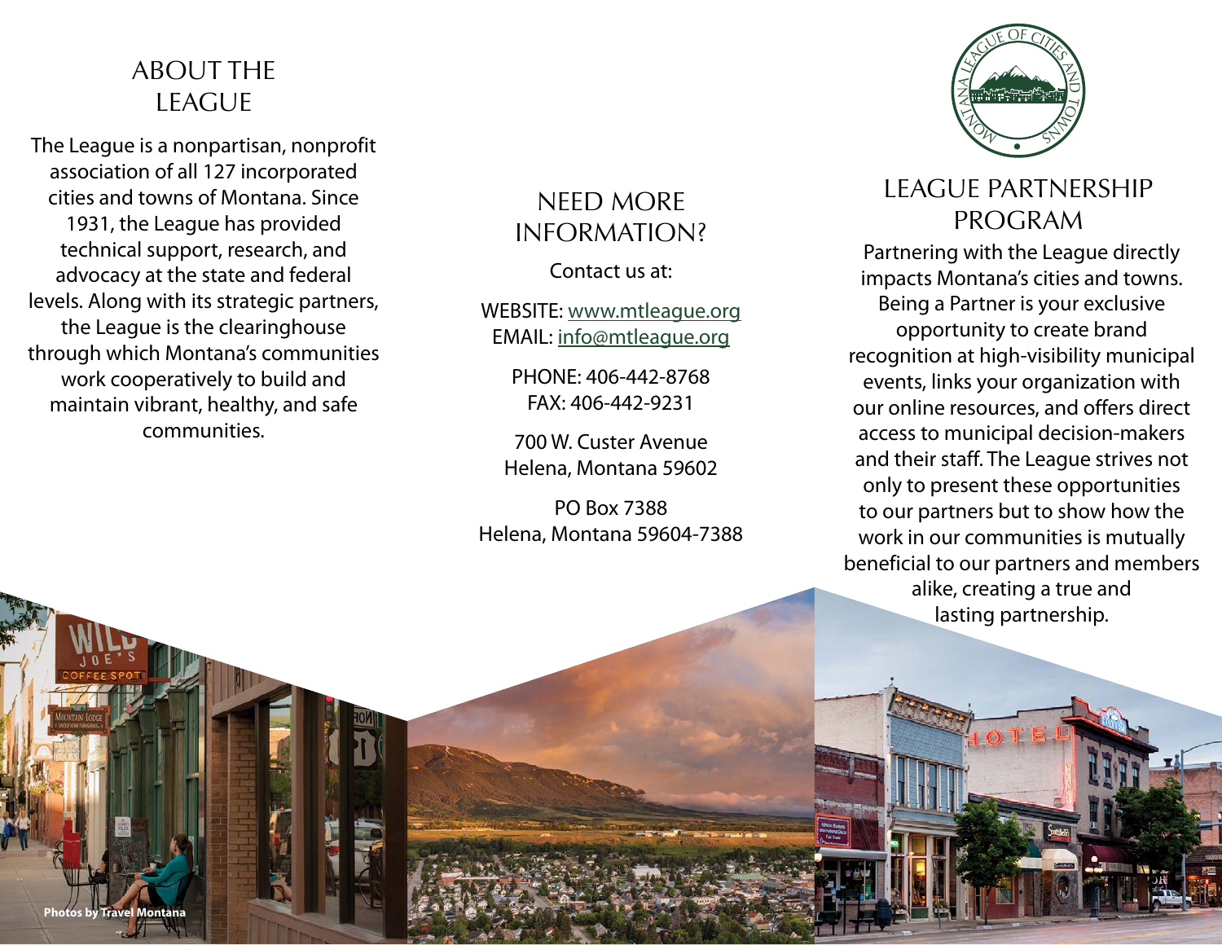## ABOUT THE LEAGUE

The League is a nonpartisan, nonprofit association of all 127 incorporated cities and towns of Montana. Since 1931, the League has provided technical support, research, and advocacy at the state and federal levels. Along with its strategic partners, the League is the clearinghouse through which Montana's communities work cooperatively to build and maintain vibrant, healthy, and safe communities.

## NEED MORE INFORMATION?

Contact us at:

WEBSITE: www.mtleague.org
EMAIL: info@mtleague.org

PHONE: 406-442-8768
FAX: 406-442-9231

700 W. Custer Avenue
Helena, Montana 59602

PO Box 7388
Helena, Montana 59604-7388

MONTANA LEAGUE OF CITIES AND TOWNS

## LEAGUE PARTNERSHIP PROGRAM

Partnering with the League directly impacts Montana's cities and towns. Being a Partner is your exclusive opportunity to create brand recognition at high-visibility municipal events, links your organization with our online resources, and offers direct access to municipal decision-makers and their staff. The League strives not only to present these opportunities to our partners but to show how the work in our communities is mutually beneficial to our partners and members alike, creating a true and lasting partnership.

**Photos by Travel Montana**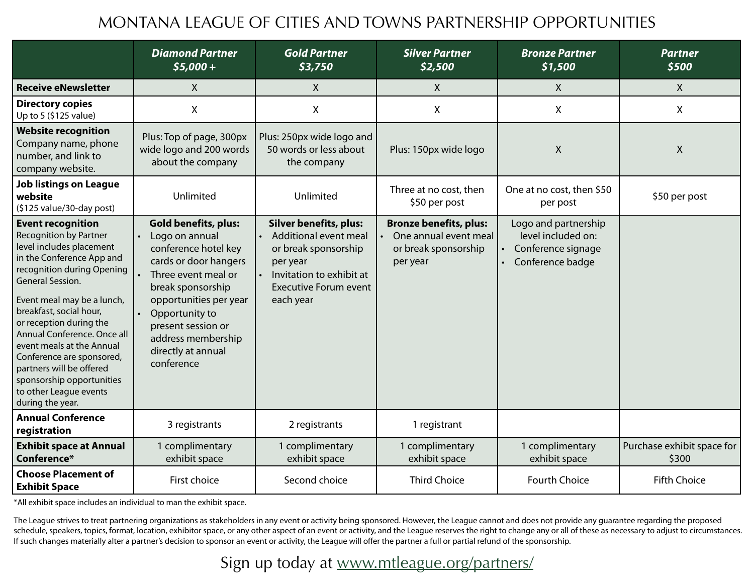# MONTANA LEAGUE OF CITIES AND TOWNS PARTNERSHIP OPPORTUNITIES

| | ***Diamond Partner $5,000 +*** | ***Gold Partner $3,750*** | ***Silver Partner $2,500*** | ***Bronze Partner $1,500*** | ***Partner $500*** |
|---|---|---|---|---|---|
| **Receive eNewsletter** | X | X | X | X | X |
| **Directory copies** Up to 5 ($125 value) | X | X | X | X | X |
| **Website recognition** Company name, phone number, and link to company website. | Plus: Top of page, 300px wide logo and 200 words about the company | Plus: 250px wide logo and 50 words or less about the company | Plus: 150px wide logo | X | X |
| **Job listings on League website** ($125 value/30-day post) | Unlimited | Unlimited | Three at no cost, then $50 per post | One at no cost, then $50 per post | $50 per post |
| **Event recognition** Recognition by Partner level includes placement in the Conference App and recognition during Opening General Session. Event meal may be a lunch, breakfast, social hour, or reception during the Annual Conference. Once all event meals at the Annual Conference are sponsored, partners will be offered sponsorship opportunities to other League events during the year. | **Gold benefits, plus:** • Logo on annual conference hotel key cards or door hangers • Three event meal or break sponsorship opportunities per year • Opportunity to present session or address membership directly at annual conference | **Silver benefits, plus:** • Additional event meal or break sponsorship per year • Invitation to exhibit at Executive Forum event each year | **Bronze benefits, plus:** • One annual event meal or break sponsorship per year | Logo and partnership level included on: • Conference signage • Conference badge | |
| **Annual Conference registration** | 3 registrants | 2 registrants | 1 registrant | | |
| **Exhibit space at Annual Conference*** | 1 complimentary exhibit space | 1 complimentary exhibit space | 1 complimentary exhibit space | 1 complimentary exhibit space | Purchase exhibit space for $300 |
| **Choose Placement of Exhibit Space** | First choice | Second choice | Third Choice | Fourth Choice | Fifth Choice |

*All exhibit space includes an individual to man the exhibit space.

The League strives to treat partnering organizations as stakeholders in any event or activity being sponsored. However, the League cannot and does not provide any guarantee regarding the proposed schedule, speakers, topics, format, location, exhibitor space, or any other aspect of an event or activity, and the League reserves the right to change any or all of these as necessary to adjust to circumstances. If such changes materially alter a partner's decision to sponsor an event or activity, the League will offer the partner a full or partial refund of the sponsorship.

Sign up today at www.mtleague.org/partners/